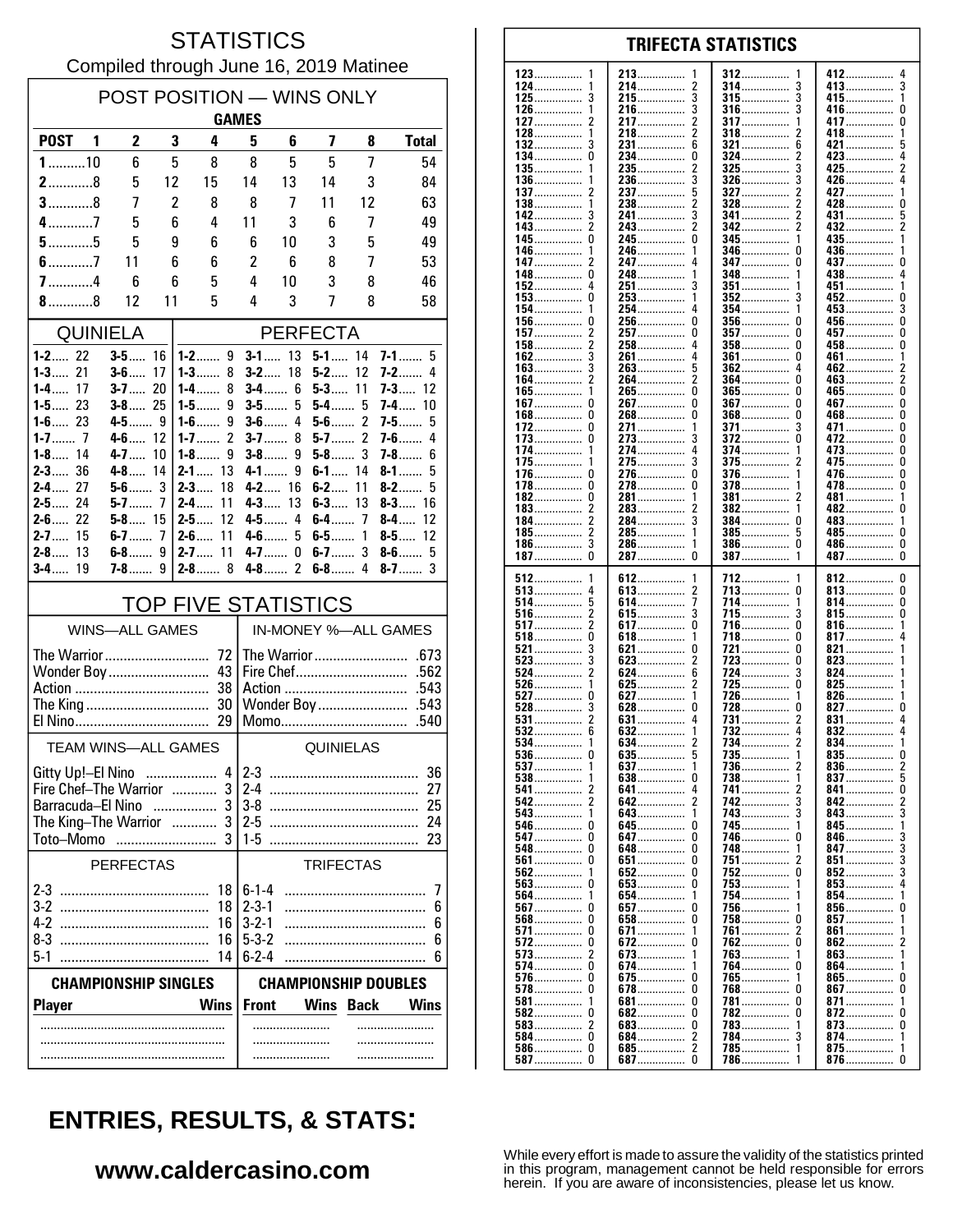# STATISTICS

Compiled through June 16, 2019 Matinee

## POST POSITION — WINS ONLY

| | GAMES | | | | | | | | |
|---|---|---|---|---|---|---|---|---|---|
| **POST** | **1** | **2** | **3** | **4** | **5** | **6** | **7** | **8** | **Total** |
| **1** | 10 | 6 | 5 | 8 | 8 | 5 | 5 | 7 | 54 |
| **2** | 8 | 5 | 12 | 15 | 14 | 13 | 14 | 3 | 84 |
| **3** | 8 | 7 | 2 | 8 | 8 | 7 | 11 | 12 | 63 |
| **4** | 7 | 5 | 6 | 4 | 11 | 3 | 6 | 7 | 49 |
| **5** | 5 | 5 | 9 | 6 | 6 | 10 | 3 | 5 | 49 |
| **6** | 7 | 11 | 6 | 6 | 2 | 6 | 8 | 7 | 53 |
| **7** | 4 | 6 | 6 | 5 | 4 | 10 | 3 | 8 | 46 |
| **8** | 8 | 12 | 11 | 5 | 4 | 3 | 7 | 8 | 58 |

## QUINIELA

| | | | |
|---|---|---|---|
| **1-2** | 22 | **3-5** | 16 |
| **1-3** | 21 | **3-6** | 17 |
| **1-4** | 17 | **3-7** | 20 |
| **1-5** | 23 | **3-8** | 25 |
| **1-6** | 23 | **4-5** | 9 |
| **1-7** | 7 | **4-6** | 12 |
| **1-8** | 14 | **4-7** | 10 |
| **2-3** | 36 | **4-8** | 14 |
| **2-4** | 27 | **5-6** | 3 |
| **2-5** | 24 | **5-7** | 7 |
| **2-6** | 22 | **5-8** | 15 |
| **2-7** | 15 | **6-7** | 7 |
| **2-8** | 13 | **6-8** | 9 |
| **3-4** | 19 | **7-8** | 9 |

## PERFECTA

| | | | | | | | |
|---|---|---|---|---|---|---|---|
| **1-2** | 9 | **3-1** | 13 | **5-1** | 14 | **7-1** | 5 |
| **1-3** | 8 | **3-2** | 18 | **5-2** | 12 | **7-2** | 4 |
| **1-4** | 8 | **3-4** | 6 | **5-3** | 11 | **7-3** | 12 |
| **1-5** | 9 | **3-5** | 5 | **5-4** | 5 | **7-4** | 10 |
| **1-6** | 9 | **3-6** | 4 | **5-6** | 2 | **7-5** | 5 |
| **1-7** | 2 | **3-7** | 8 | **5-7** | 2 | **7-6** | 4 |
| **1-8** | 9 | **3-8** | 9 | **5-8** | 3 | **7-8** | 6 |
| **2-1** | 13 | **4-1** | 9 | **6-1** | 14 | **8-1** | 5 |
| **2-3** | 18 | **4-2** | 16 | **6-2** | 11 | **8-2** | 5 |
| **2-4** | 11 | **4-3** | 13 | **6-3** | 13 | **8-3** | 16 |
| **2-5** | 12 | **4-5** | 4 | **6-4** | 7 | **8-4** | 12 |
| **2-6** | 11 | **4-6** | 5 | **6-5** | 1 | **8-5** | 12 |
| **2-7** | 11 | **4-7** | 0 | **6-7** | 3 | **8-6** | 5 |
| **2-8** | 8 | **4-8** | 2 | **6-8** | 4 | **8-7** | 3 |

## TOP FIVE STATISTICS

| WINS—ALL GAMES | | IN-MONEY %—ALL GAMES | |
|---|---|---|---|
| The Warrior | 72 | The Warrior | .673 |
| Wonder Boy | 43 | Fire Chef | .562 |
| Action | 38 | Action | .543 |
| The King | 30 | Wonder Boy | .543 |
| El Nino | 29 | Momo | .540 |

| TEAM WINS—ALL GAMES | | QUINIELAS | |
|---|---|---|---|
| Gitty Up!–El Nino | 4 | 2-3 | 36 |
| Fire Chef–The Warrior | 3 | 2-4 | 27 |
| Barracuda–El Nino | 3 | 3-8 | 25 |
| The King–The Warrior | 3 | 2-5 | 24 |
| Toto–Momo | 3 | 1-5 | 23 |

| PERFECTAS | | TRIFECTAS | |
|---|---|---|---|
| 2-3 | 18 | 6-1-4 | 7 |
| 3-2 | 18 | 2-3-1 | 6 |
| 4-2 | 16 | 3-2-1 | 6 |
| 8-3 | 16 | 5-3-2 | 6 |
| 5-1 | 14 | 6-2-4 | 6 |

| CHAMPIONSHIP SINGLES | | CHAMPIONSHIP DOUBLES | | | |
|---|---|---|---|---|---|
| **Player** | **Wins** | **Front** | **Wins** | **Back** | **Wins** |
| | | | | | |
| | | | | | |
| | | | | | |

## TRIFECTA STATISTICS

| | | | | | | | |
|---|---|---|---|---|---|---|---|
| **123** | 1 | **213** | 1 | **312** | 1 | **412** | 4 |
| **124** | 1 | **214** | 2 | **314** | 3 | **413** | 3 |
| **125** | 3 | **215** | 3 | **315** | 3 | **415** | 1 |
| **126** | 1 | **216** | 3 | **316** | 3 | **416** | 0 |
| **127** | 2 | **217** | 2 | **317** | 1 | **417** | 0 |
| **128** | 1 | **218** | 2 | **318** | 2 | **418** | 1 |
| **132** | 3 | **231** | 6 | **321** | 6 | **421** | 5 |
| **134** | 0 | **234** | 0 | **324** | 2 | **423** | 4 |
| **135** | 1 | **235** | 2 | **325** | 3 | **425** | 2 |
| **136** | 1 | **236** | 3 | **326** | 3 | **426** | 4 |
| **137** | 2 | **237** | 5 | **327** | 2 | **427** | 1 |
| **138** | 1 | **238** | 2 | **328** | 2 | **428** | 0 |
| **142** | 3 | **241** | 3 | **341** | 2 | **431** | 5 |
| **143** | 2 | **243** | 2 | **342** | 2 | **432** | 2 |
| **145** | 0 | **245** | 0 | **345** | 1 | **435** | 1 |
| **146** | 1 | **246** | 1 | **346** | 0 | **436** | 1 |
| **147** | 2 | **247** | 4 | **347** | 0 | **437** | 0 |
| **148** | 0 | **248** | 1 | **348** | 1 | **438** | 4 |
| **152** | 4 | **251** | 3 | **351** | 1 | **451** | 1 |
| **153** | 0 | **253** | 1 | **352** | 3 | **452** | 0 |
| **154** | 1 | **254** | 4 | **354** | 1 | **453** | 3 |
| **156** | 0 | **256** | 0 | **356** | 0 | **456** | 0 |
| **157** | 2 | **257** | 0 | **357** | 0 | **457** | 0 |
| **158** | 2 | **258** | 4 | **358** | 0 | **458** | 0 |
| **162** | 3 | **261** | 4 | **361** | 0 | **461** | 1 |
| **163** | 3 | **263** | 5 | **362** | 4 | **462** | 2 |
| **164** | 2 | **264** | 2 | **364** | 0 | **463** | 2 |
| **165** | 1 | **265** | 0 | **365** | 0 | **465** | 0 |
| **167** | 0 | **267** | 0 | **367** | 0 | **467** | 0 |
| **168** | 0 | **268** | 0 | **368** | 0 | **468** | 0 |
| **172** | 0 | **271** | 1 | **371** | 3 | **471** | 0 |
| **173** | 0 | **273** | 3 | **372** | 0 | **472** | 0 |
| **174** | 1 | **274** | 4 | **374** | 1 | **473** | 0 |
| **175** | 1 | **275** | 3 | **375** | 2 | **475** | 0 |
| **176** | 0 | **276** | 0 | **376** | 1 | **476** | 0 |
| **178** | 0 | **278** | 0 | **378** | 1 | **478** | 0 |
| **182** | 0 | **281** | 1 | **381** | 2 | **481** | 1 |
| **183** | 2 | **283** | 2 | **382** | 1 | **482** | 0 |
| **184** | 2 | **284** | 3 | **384** | 0 | **483** | 1 |
| **185** | 2 | **285** | 1 | **385** | 5 | **485** | 0 |
| **186** | 3 | **286** | 1 | **386** | 0 | **486** | 0 |
| **187** | 0 | **287** | 0 | **387** | 1 | **487** | 0 |
| **512** | 1 | **612** | 1 | **712** | 1 | **812** | 0 |
| **513** | 4 | **613** | 2 | **713** | 0 | **813** | 0 |
| **514** | 5 | **614** | 7 | **714** | 1 | **814** | 0 |
| **516** | 2 | **615** | 3 | **715** | 3 | **815** | 0 |
| **517** | 2 | **617** | 0 | **716** | 0 | **816** | 1 |
| **518** | 0 | **618** | 1 | **718** | 0 | **817** | 4 |
| **521** | 3 | **621** | 0 | **721** | 0 | **821** | 1 |
| **523** | 3 | **623** | 2 | **723** | 0 | **823** | 1 |
| **524** | 2 | **624** | 6 | **724** | 3 | **824** | 1 |
| **526** | 1 | **625** | 2 | **725** | 0 | **825** | 1 |
| **527** | 0 | **627** | 1 | **726** | 1 | **826** | 1 |
| **528** | 3 | **628** | 0 | **728** | 0 | **827** | 0 |
| **531** | 2 | **631** | 4 | **731** | 2 | **831** | 4 |
| **532** | 6 | **632** | 1 | **732** | 4 | **832** | 4 |
| **534** | 1 | **634** | 2 | **734** | 2 | **834** | 1 |
| **536** | 0 | **635** | 5 | **735** | 1 | **835** | 0 |
| **537** | 1 | **637** | 1 | **736** | 2 | **836** | 2 |
| **538** | 1 | **638** | 0 | **738** | 1 | **837** | 5 |
| **541** | 2 | **641** | 4 | **741** | 2 | **841** | 0 |
| **542** | 2 | **642** | 2 | **742** | 3 | **842** | 2 |
| **543** | 1 | **643** | 1 | **743** | 3 | **843** | 3 |
| **546** | 0 | **645** | 0 | **745** | 1 | **845** | 1 |
| **547** | 0 | **647** | 0 | **746** | 0 | **846** | 3 |
| **548** | 0 | **648** | 0 | **748** | 1 | **847** | 3 |
| **561** | 0 | **651** | 0 | **751** | 2 | **851** | 3 |
| **562** | 1 | **652** | 0 | **752** | 0 | **852** | 3 |
| **563** | 0 | **653** | 0 | **753** | 1 | **853** | 4 |
| **564** | 1 | **654** | 1 | **754** | 1 | **854** | 1 |
| **567** | 0 | **657** | 0 | **756** | 1 | **856** | 0 |
| **568** | 0 | **658** | 0 | **758** | 0 | **857** | 1 |
| **571** | 0 | **671** | 1 | **761** | 2 | **861** | 1 |
| **572** | 0 | **672** | 0 | **762** | 0 | **862** | 2 |
| **573** | 2 | **673** | 1 | **763** | 1 | **863** | 1 |
| **574** | 0 | **674** | 1 | **764** | 0 | **864** | 1 |
| **576** | 0 | **675** | 0 | **765** | 1 | **865** | 0 |
| **578** | 0 | **678** | 0 | **768** | 0 | **867** | 0 |
| **581** | 1 | **681** | 0 | **781** | 0 | **871** | 1 |
| **582** | 0 | **682** | 0 | **782** | 0 | **872** | 0 |
| **583** | 2 | **683** | 0 | **783** | 1 | **873** | 0 |
| **584** | 0 | **684** | 2 | **784** | 3 | **874** | 1 |
| **586** | 0 | **685** | 2 | **785** | 1 | **875** | 1 |
| **587** | 0 | **687** | 0 | **786** | 1 | **876** | 0 |

## ENTRIES, RESULTS, & STATS:

**www.caldercasino.com**

While every effort is made to assure the validity of the statistics printed in this program, management cannot be held responsible for errors herein. If you are aware of inconsistencies, please let us know.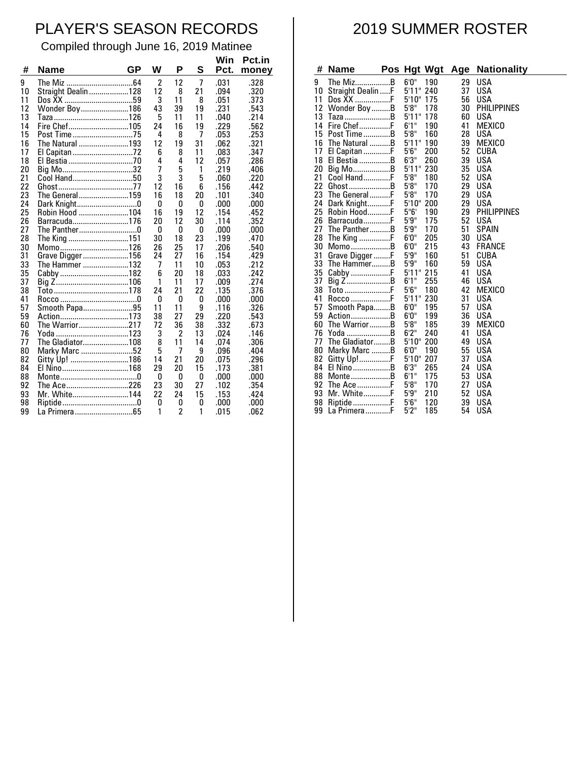# PLAYER'S SEASON RECORDS

Compiled through June 16, 2019 Matinee

| # | Name | GP | W | P | S | Win Pct. | Pct.in money |
|---|---|---|---|---|---|---|---|
| 9 | The Miz | 64 | 2 | 12 | 7 | .031 | .328 |
| 10 | Straight Dealin | 128 | 12 | 8 | 21 | .094 | .320 |
| 11 | Dos XX | 59 | 3 | 11 | 8 | .051 | .373 |
| 12 | Wonder Boy | 186 | 43 | 39 | 19 | .231 | .543 |
| 13 | Taza | 126 | 5 | 11 | 11 | .040 | .214 |
| 14 | Fire Chef | 105 | 24 | 16 | 19 | .229 | .562 |
| 15 | Post Time | 75 | 4 | 8 | 7 | .053 | .253 |
| 16 | The Natural | 193 | 12 | 19 | 31 | .062 | .321 |
| 17 | El Capitan | 72 | 6 | 8 | 11 | .083 | .347 |
| 18 | El Bestia | 70 | 4 | 4 | 12 | .057 | .286 |
| 20 | Big Mo | 32 | 7 | 5 | 1 | .219 | .406 |
| 21 | Cool Hand | 50 | 3 | 3 | 5 | .060 | .220 |
| 22 | Ghost | 77 | 12 | 16 | 6 | .156 | .442 |
| 23 | The General | 159 | 16 | 18 | 20 | .101 | .340 |
| 24 | Dark Knight | 0 | 0 | 0 | 0 | .000 | .000 |
| 25 | Robin Hood | 104 | 16 | 19 | 12 | .154 | .452 |
| 26 | Barracuda | 176 | 20 | 12 | 30 | .114 | .352 |
| 27 | The Panther | 0 | 0 | 0 | 0 | .000 | .000 |
| 28 | The King | 151 | 30 | 18 | 23 | .199 | .470 |
| 30 | Momo | 126 | 26 | 25 | 17 | .206 | .540 |
| 31 | Grave Digger | 156 | 24 | 27 | 16 | .154 | .429 |
| 33 | The Hammer | 132 | 7 | 11 | 10 | .053 | .212 |
| 35 | Cabby | 182 | 6 | 20 | 18 | .033 | .242 |
| 37 | Big Z | 106 | 1 | 11 | 17 | .009 | .274 |
| 38 | Toto | 178 | 24 | 21 | 22 | .135 | .376 |
| 41 | Rocco | 0 | 0 | 0 | 0 | .000 | .000 |
| 57 | Smooth Papa | 95 | 11 | 11 | 9 | .116 | .326 |
| 59 | Action | 173 | 38 | 27 | 29 | .220 | .543 |
| 60 | The Warrior | 217 | 72 | 36 | 38 | .332 | .673 |
| 76 | Yoda | 123 | 3 | 2 | 13 | .024 | .146 |
| 77 | The Gladiator | 108 | 8 | 11 | 14 | .074 | .306 |
| 80 | Marky Marc | 52 | 5 | 7 | 9 | .096 | .404 |
| 82 | Gitty Up! | 186 | 14 | 21 | 20 | .075 | .296 |
| 84 | El Nino | 168 | 29 | 20 | 15 | .173 | .381 |
| 88 | Monte | 0 | 0 | 0 | 0 | .000 | .000 |
| 92 | The Ace | 226 | 23 | 30 | 27 | .102 | .354 |
| 93 | Mr. White | 144 | 22 | 24 | 15 | .153 | .424 |
| 98 | Riptide | 0 | 0 | 0 | 0 | .000 | .000 |
| 99 | La Primera | 65 | 1 | 2 | 1 | .015 | .062 |

# 2019 SUMMER ROSTER

| # | Name | Pos | Hgt | Wgt | Age | Nationality |
|---|---|---|---|---|---|---|
| 9 | The Miz | B | 6'0" | 190 | 29 | USA |
| 10 | Straight Dealin | F | 5'11" | 240 | 37 | USA |
| 11 | Dos XX | F | 5'10" | 175 | 56 | USA |
| 12 | Wonder Boy | B | 5'8" | 178 | 30 | PHILIPPINES |
| 13 | Taza | B | 5'11" | 178 | 60 | USA |
| 14 | Fire Chef | F | 6'1" | 190 | 41 | MEXICO |
| 15 | Post Time | B | 5'8" | 160 | 28 | USA |
| 16 | The Natural | B | 5'11" | 190 | 39 | MEXICO |
| 17 | El Capitan | F | 5'6" | 200 | 52 | CUBA |
| 18 | El Bestia | B | 6'3" | 260 | 39 | USA |
| 20 | Big Mo | B | 5'11" | 230 | 35 | USA |
| 21 | Cool Hand | F | 5'8" | 180 | 52 | USA |
| 22 | Ghost | B | 5'8" | 170 | 29 | USA |
| 23 | The General | F | 5'8" | 170 | 29 | USA |
| 24 | Dark Knight | F | 5'10" | 200 | 29 | USA |
| 25 | Robin Hood | F | 5"6' | 190 | 29 | PHILIPPINES |
| 26 | Barracuda | F | 5'9" | 175 | 52 | USA |
| 27 | The Panther | B | 5'9" | 170 | 51 | SPAIN |
| 28 | The King | F | 6'0" | 205 | 30 | USA |
| 30 | Momo | B | 6'0" | 215 | 43 | FRANCE |
| 31 | Grave Digger | F | 5'9" | 160 | 51 | CUBA |
| 33 | The Hammer | B | 5'9" | 160 | 59 | USA |
| 35 | Cabby | F | 5'11" | 215 | 41 | USA |
| 37 | Big Z | B | 6'1" | 255 | 46 | USA |
| 38 | Toto | F | 5'6" | 180 | 42 | MEXICO |
| 41 | Rocco | F | 5'11" | 230 | 31 | USA |
| 57 | Smooth Papa | B | 6'0" | 195 | 57 | USA |
| 59 | Action | B | 6'0" | 199 | 36 | USA |
| 60 | The Warrior | B | 5'8" | 185 | 39 | MEXICO |
| 76 | Yoda | B | 6'2" | 240 | 41 | USA |
| 77 | The Gladiator | B | 5'10" | 200 | 49 | USA |
| 80 | Marky Marc | B | 6'0" | 190 | 55 | USA |
| 82 | Gitty Up! | F | 5'10" | 207 | 37 | USA |
| 84 | El Nino | B | 6'3" | 265 | 24 | USA |
| 88 | Monte | B | 6'1" | 175 | 53 | USA |
| 92 | The Ace | F | 5'8" | 170 | 27 | USA |
| 93 | Mr. White | F | 5'9" | 210 | 52 | USA |
| 98 | Riptide | F | 5'6" | 120 | 39 | USA |
| 99 | La Primera | F | 5'2" | 185 | 54 | USA |